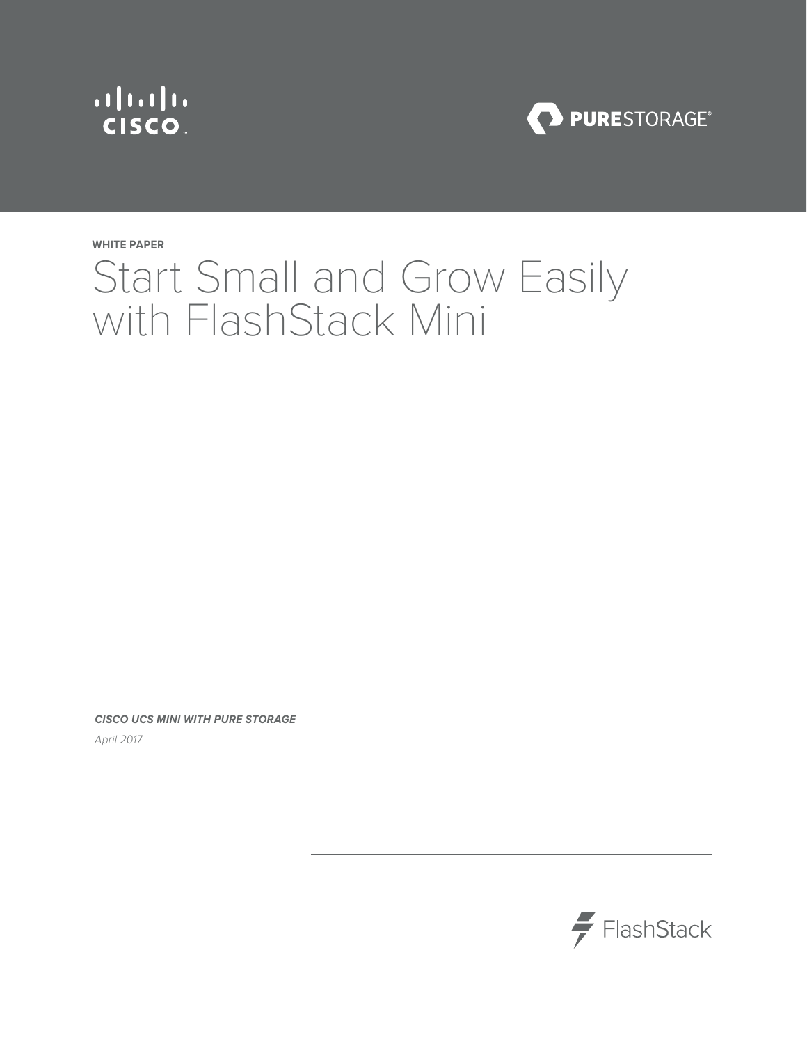WHITE PAPER

# Start Small and Grow Easily with FlashStack Mini

***CISCO UCS MINI WITH PURE STORAGE***

*April 2017*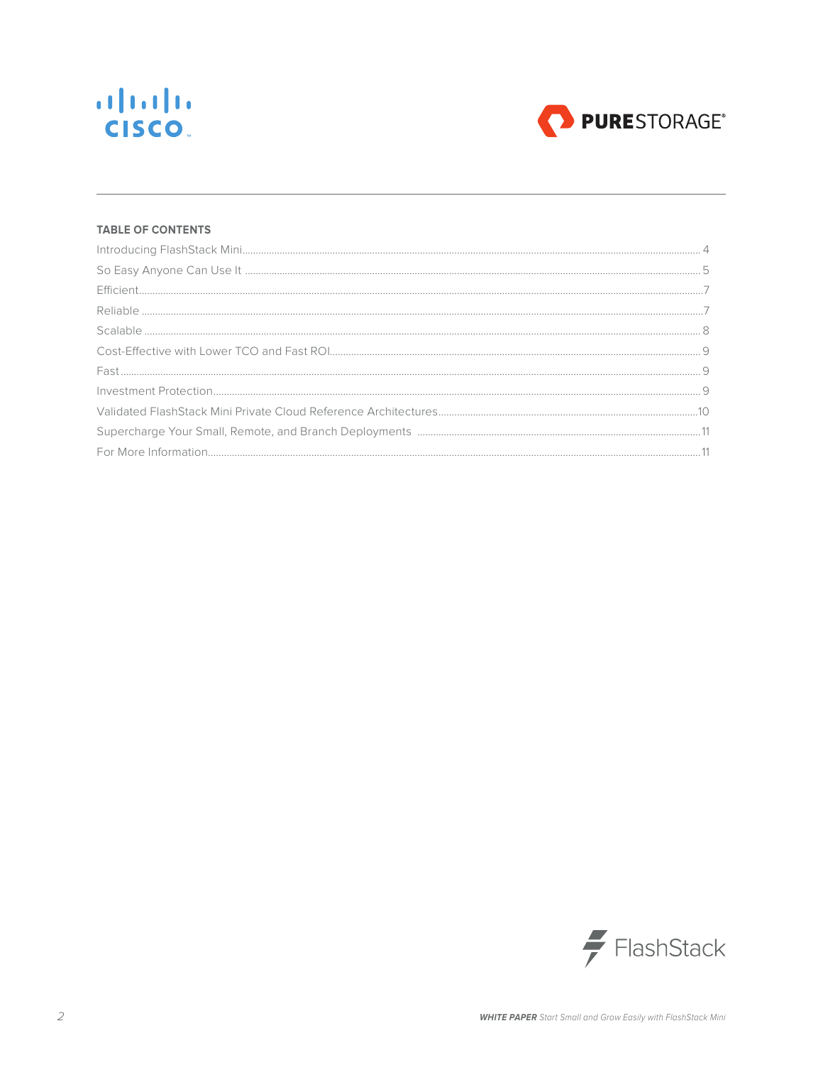## TABLE OF CONTENTS

| | |
|---|---|
| Introducing FlashStack Mini | 4 |
| So Easy Anyone Can Use It | 5 |
| Efficient | 7 |
| Reliable | 7 |
| Scalable | 8 |
| Cost-Effective with Lower TCO and Fast ROI | 9 |
| Fast | 9 |
| Investment Protection | 9 |
| Validated FlashStack Mini Private Cloud Reference Architectures | 10 |
| Supercharge Your Small, Remote, and Branch Deployments | 11 |
| For More Information | 11 |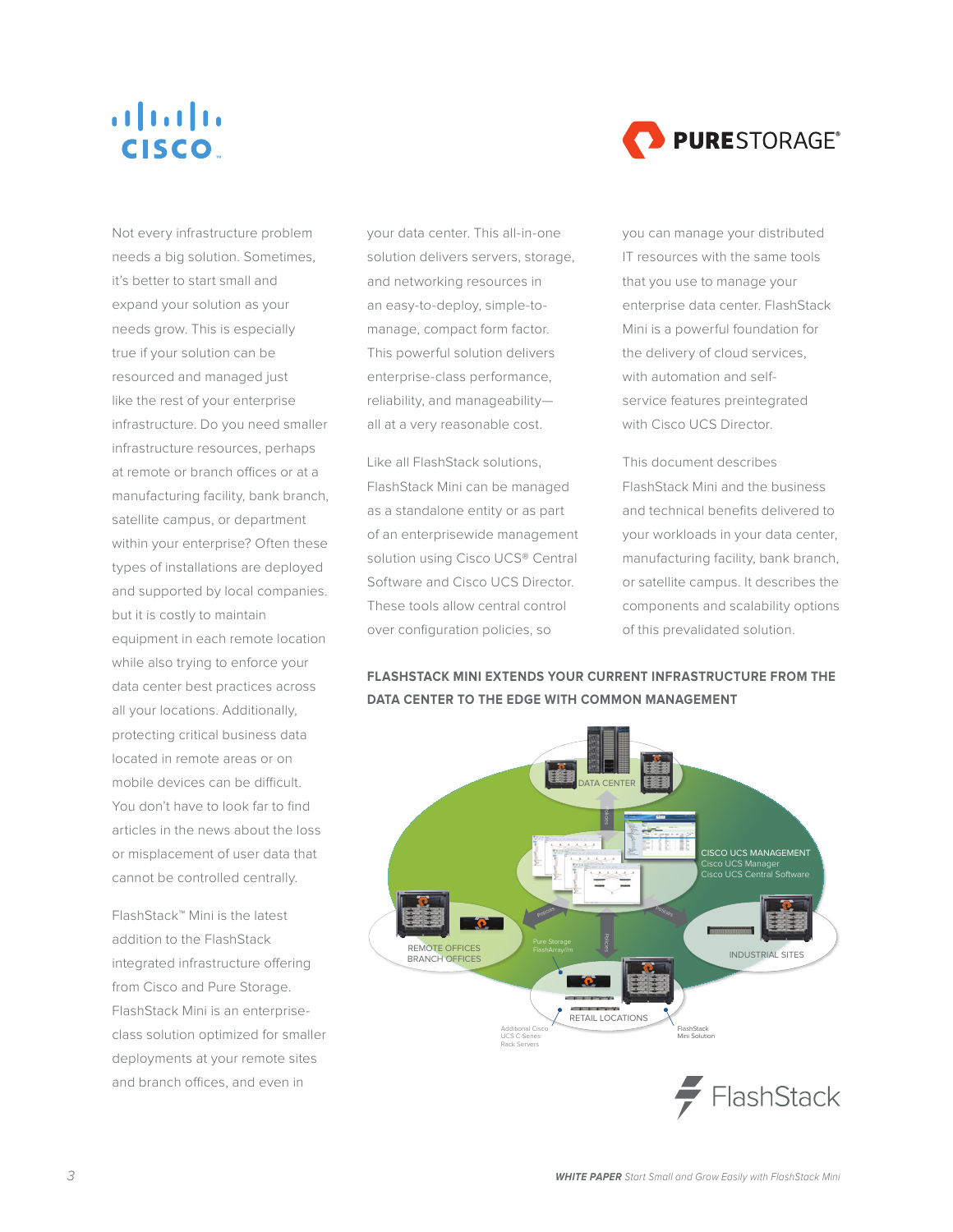Not every infrastructure problem needs a big solution. Sometimes, it's better to start small and expand your solution as your needs grow. This is especially true if your solution can be resourced and managed just like the rest of your enterprise infrastructure. Do you need smaller infrastructure resources, perhaps at remote or branch offices or at a manufacturing facility, bank branch, satellite campus, or department within your enterprise? Often these types of installations are deployed and supported by local companies. but it is costly to maintain equipment in each remote location while also trying to enforce your data center best practices across all your locations. Additionally, protecting critical business data located in remote areas or on mobile devices can be difficult. You don't have to look far to find articles in the news about the loss or misplacement of user data that cannot be controlled centrally.

FlashStack™ Mini is the latest addition to the FlashStack integrated infrastructure offering from Cisco and Pure Storage. FlashStack Mini is an enterprise-class solution optimized for smaller deployments at your remote sites and branch offices, and even in your data center. This all-in-one solution delivers servers, storage, and networking resources in an easy-to-deploy, simple-to-manage, compact form factor. This powerful solution delivers enterprise-class performance, reliability, and manageability—all at a very reasonable cost.

Like all FlashStack solutions, FlashStack Mini can be managed as a standalone entity or as part of an enterprisewide management solution using Cisco UCS® Central Software and Cisco UCS Director. These tools allow central control over configuration policies, so you can manage your distributed IT resources with the same tools that you use to manage your enterprise data center. FlashStack Mini is a powerful foundation for the delivery of cloud services, with automation and self-service features preintegrated with Cisco UCS Director.

This document describes FlashStack Mini and the business and technical benefits delivered to your workloads in your data center, manufacturing facility, bank branch, or satellite campus. It describes the components and scalability options of this prevalidated solution.

**FLASHSTACK MINI EXTENDS YOUR CURRENT INFRASTRUCTURE FROM THE DATA CENTER TO THE EDGE WITH COMMON MANAGEMENT**

DATA CENTER

CISCO UCS MANAGEMENT
Cisco UCS Manager
Cisco UCS Central Software

REMOTE OFFICES
BRANCH OFFICES

INDUSTRIAL SITES

RETAIL LOCATIONS

Policies

Pure Storage FlashArray//m

Additional Cisco UCS C-Series Rack Servers

FlashStack Mini Solution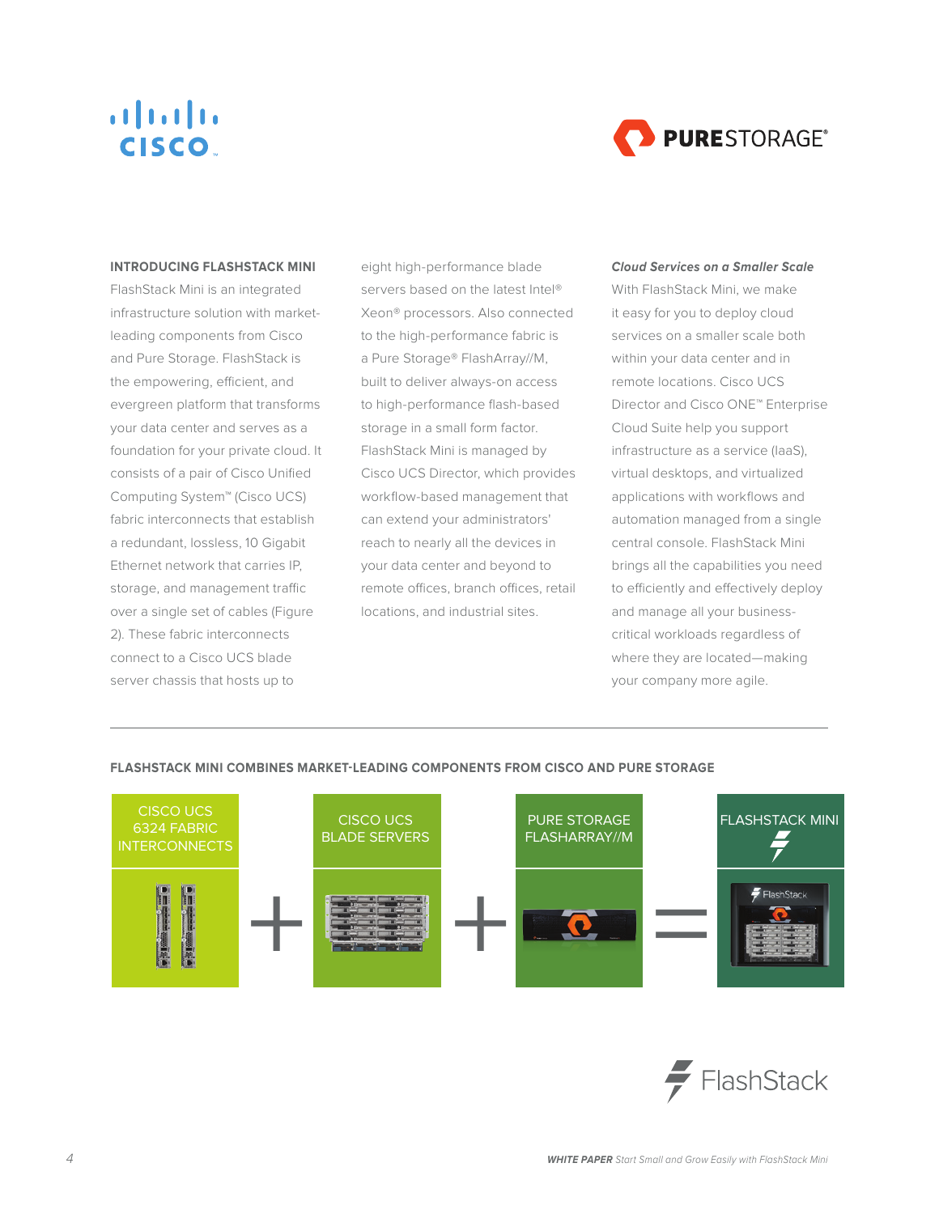## INTRODUCING FLASHSTACK MINI

FlashStack Mini is an integrated infrastructure solution with market-leading components from Cisco and Pure Storage. FlashStack is the empowering, efficient, and evergreen platform that transforms your data center and serves as a foundation for your private cloud. It consists of a pair of Cisco Unified Computing System™ (Cisco UCS) fabric interconnects that establish a redundant, lossless, 10 Gigabit Ethernet network that carries IP, storage, and management traffic over a single set of cables (Figure 2). These fabric interconnects connect to a Cisco UCS blade server chassis that hosts up to eight high-performance blade servers based on the latest Intel® Xeon® processors. Also connected to the high-performance fabric is a Pure Storage® FlashArray//M, built to deliver always-on access to high-performance flash-based storage in a small form factor. FlashStack Mini is managed by Cisco UCS Director, which provides workflow-based management that can extend your administrators' reach to nearly all the devices in your data center and beyond to remote offices, branch offices, retail locations, and industrial sites.

### *Cloud Services on a Smaller Scale*

With FlashStack Mini, we make it easy for you to deploy cloud services on a smaller scale both within your data center and in remote locations. Cisco UCS Director and Cisco ONE™ Enterprise Cloud Suite help you support infrastructure as a service (IaaS), virtual desktops, and virtualized applications with workflows and automation managed from a single central console. FlashStack Mini brings all the capabilities you need to efficiently and effectively deploy and manage all your business-critical workloads regardless of where they are located—making your company more agile.

---

**FLASHSTACK MINI COMBINES MARKET-LEADING COMPONENTS FROM CISCO AND PURE STORAGE**

CISCO UCS 6324 FABRIC INTERCONNECTS + CISCO UCS BLADE SERVERS + PURE STORAGE FLASHARRAY//M = FLASHSTACK MINI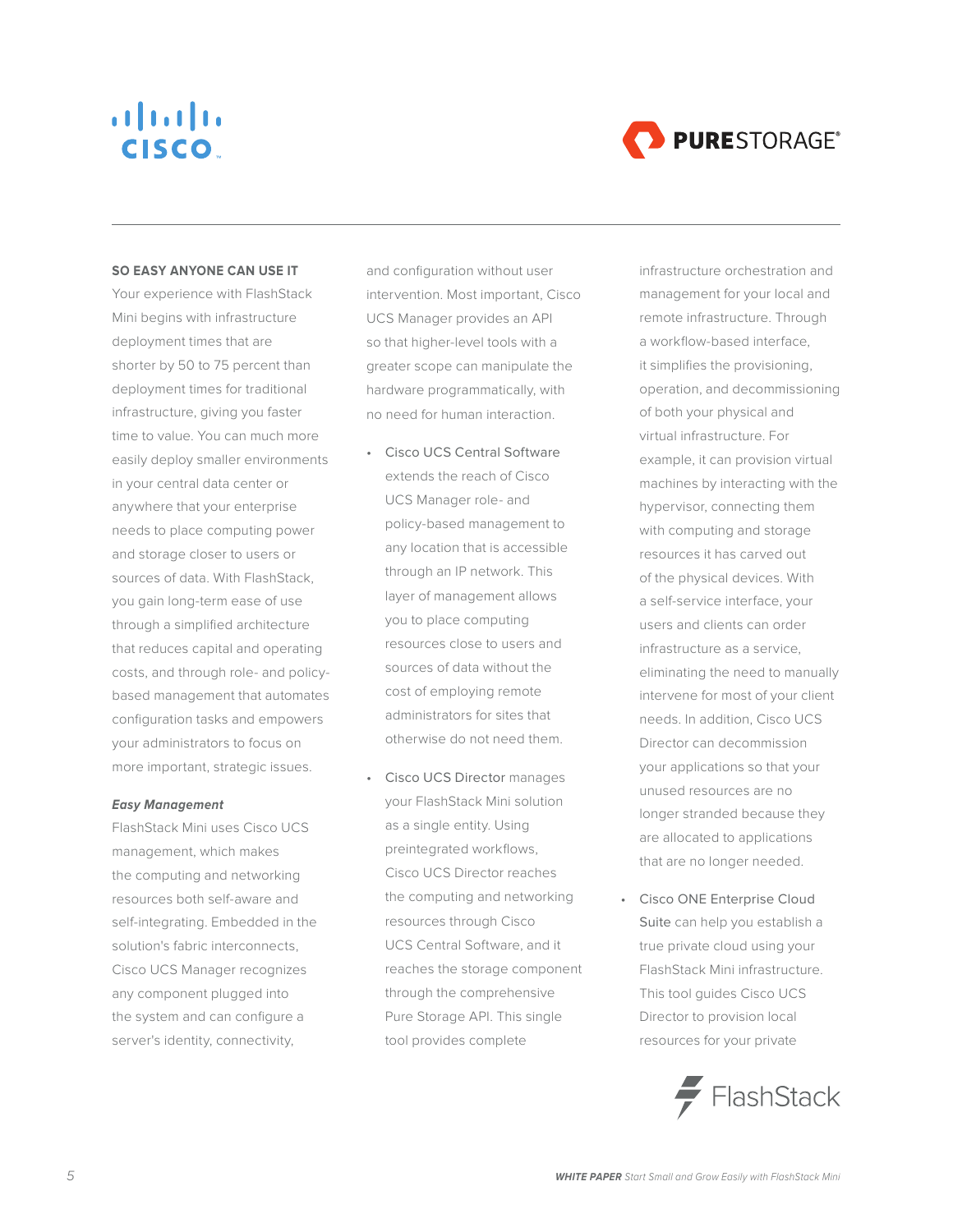## SO EASY ANYONE CAN USE IT

Your experience with FlashStack Mini begins with infrastructure deployment times that are shorter by 50 to 75 percent than deployment times for traditional infrastructure, giving you faster time to value. You can much more easily deploy smaller environments in your central data center or anywhere that your enterprise needs to place computing power and storage closer to users or sources of data. With FlashStack, you gain long-term ease of use through a simplified architecture that reduces capital and operating costs, and through role- and policy-based management that automates configuration tasks and empowers your administrators to focus on more important, strategic issues.

### *Easy Management*

FlashStack Mini uses Cisco UCS management, which makes the computing and networking resources both self-aware and self-integrating. Embedded in the solution's fabric interconnects, Cisco UCS Manager recognizes any component plugged into the system and can configure a server's identity, connectivity, and configuration without user intervention. Most important, Cisco UCS Manager provides an API so that higher-level tools with a greater scope can manipulate the hardware programmatically, with no need for human interaction.

- Cisco UCS Central Software extends the reach of Cisco UCS Manager role- and policy-based management to any location that is accessible through an IP network. This layer of management allows you to place computing resources close to users and sources of data without the cost of employing remote administrators for sites that otherwise do not need them.
- Cisco UCS Director manages your FlashStack Mini solution as a single entity. Using preintegrated workflows, Cisco UCS Director reaches the computing and networking resources through Cisco UCS Central Software, and it reaches the storage component through the comprehensive Pure Storage API. This single tool provides complete infrastructure orchestration and management for your local and remote infrastructure. Through a workflow-based interface, it simplifies the provisioning, operation, and decommissioning of both your physical and virtual infrastructure. For example, it can provision virtual machines by interacting with the hypervisor, connecting them with computing and storage resources it has carved out of the physical devices. With a self-service interface, your users and clients can order infrastructure as a service, eliminating the need to manually intervene for most of your client needs. In addition, Cisco UCS Director can decommission your applications so that your unused resources are no longer stranded because they are allocated to applications that are no longer needed.
- Cisco ONE Enterprise Cloud Suite can help you establish a true private cloud using your FlashStack Mini infrastructure. This tool guides Cisco UCS Director to provision local resources for your private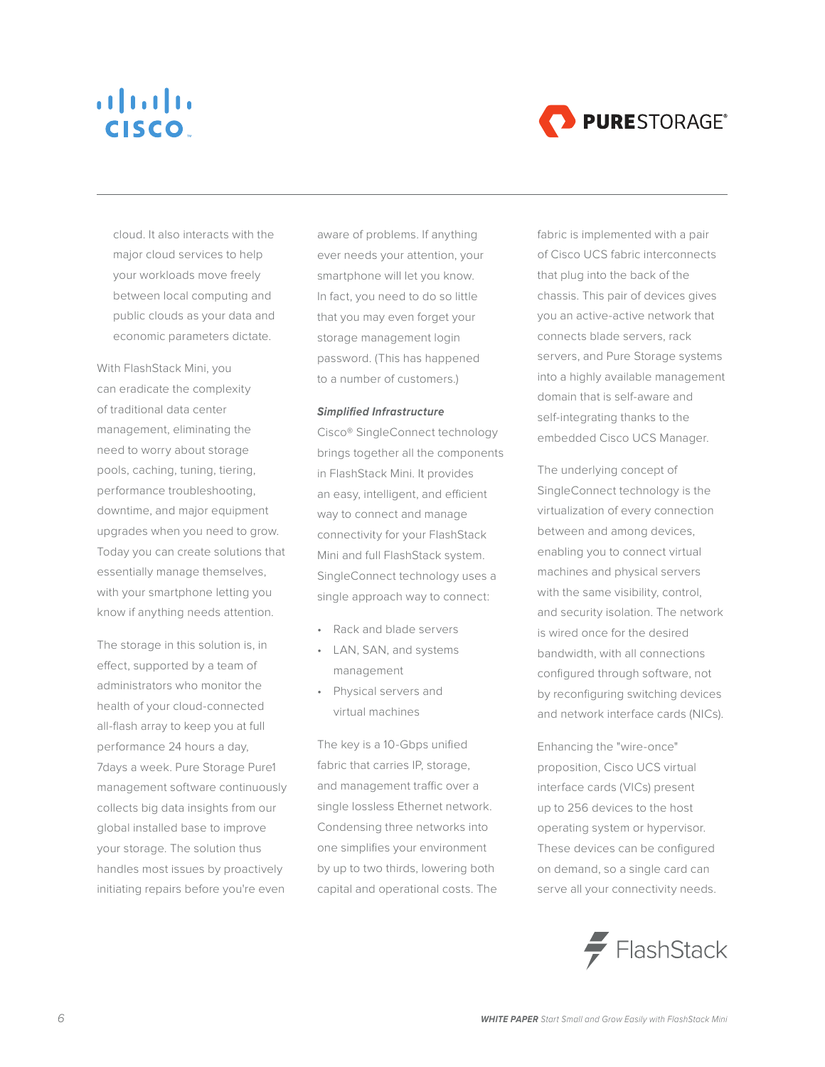cloud. It also interacts with the major cloud services to help your workloads move freely between local computing and public clouds as your data and economic parameters dictate.

With FlashStack Mini, you can eradicate the complexity of traditional data center management, eliminating the need to worry about storage pools, caching, tuning, tiering, performance troubleshooting, downtime, and major equipment upgrades when you need to grow. Today you can create solutions that essentially manage themselves, with your smartphone letting you know if anything needs attention.

The storage in this solution is, in effect, supported by a team of administrators who monitor the health of your cloud-connected all-flash array to keep you at full performance 24 hours a day, 7days a week. Pure Storage Pure1 management software continuously collects big data insights from our global installed base to improve your storage. The solution thus handles most issues by proactively initiating repairs before you're even aware of problems. If anything ever needs your attention, your smartphone will let you know. In fact, you need to do so little that you may even forget your storage management login password. (This has happened to a number of customers.)

***Simplified Infrastructure***

Cisco® SingleConnect technology brings together all the components in FlashStack Mini. It provides an easy, intelligent, and efficient way to connect and manage connectivity for your FlashStack Mini and full FlashStack system. SingleConnect technology uses a single approach way to connect:

- Rack and blade servers
- LAN, SAN, and systems management
- Physical servers and virtual machines

The key is a 10-Gbps unified fabric that carries IP, storage, and management traffic over a single lossless Ethernet network. Condensing three networks into one simplifies your environment by up to two thirds, lowering both capital and operational costs. The fabric is implemented with a pair of Cisco UCS fabric interconnects that plug into the back of the chassis. This pair of devices gives you an active-active network that connects blade servers, rack servers, and Pure Storage systems into a highly available management domain that is self-aware and self-integrating thanks to the embedded Cisco UCS Manager.

The underlying concept of SingleConnect technology is the virtualization of every connection between and among devices, enabling you to connect virtual machines and physical servers with the same visibility, control, and security isolation. The network is wired once for the desired bandwidth, with all connections configured through software, not by reconfiguring switching devices and network interface cards (NICs).

Enhancing the "wire-once" proposition, Cisco UCS virtual interface cards (VICs) present up to 256 devices to the host operating system or hypervisor. These devices can be configured on demand, so a single card can serve all your connectivity needs.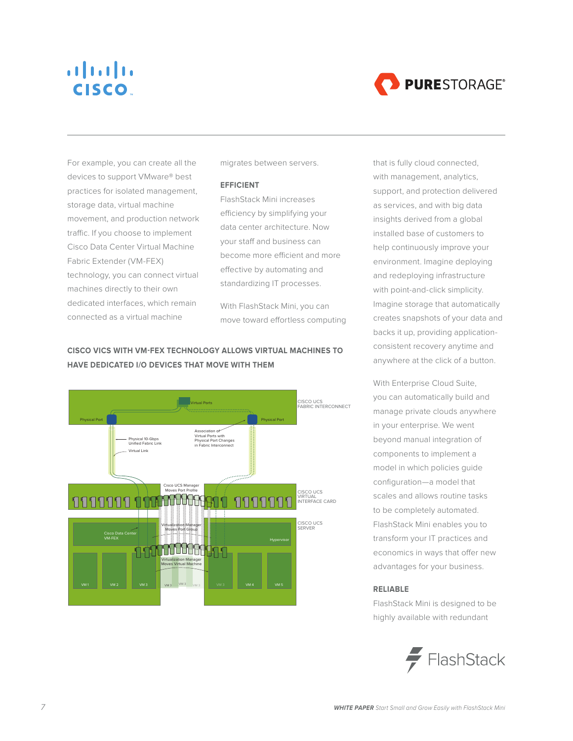For example, you can create all the devices to support VMware® best practices for isolated management, storage data, virtual machine movement, and production network traffic. If you choose to implement Cisco Data Center Virtual Machine Fabric Extender (VM-FEX) technology, you can connect virtual machines directly to their own dedicated interfaces, which remain connected as a virtual machine migrates between servers.

### EFFICIENT

FlashStack Mini increases efficiency by simplifying your data center architecture. Now your staff and business can become more efficient and more effective by automating and standardizing IT processes.

With FlashStack Mini, you can move toward effortless computing that is fully cloud connected, with management, analytics, support, and protection delivered as services, and with big data insights derived from a global installed base of customers to help continuously improve your environment. Imagine deploying and redeploying infrastructure with point-and-click simplicity. Imagine storage that automatically creates snapshots of your data and backs it up, providing application-consistent recovery anytime and anywhere at the click of a button.

With Enterprise Cloud Suite, you can automatically build and manage private clouds anywhere in your enterprise. We went beyond manual integration of components to implement a model in which policies guide configuration—a model that scales and allows routine tasks to be completely automated. FlashStack Mini enables you to transform your IT practices and economics in ways that offer new advantages for your business.

**CISCO VICS WITH VM-FEX TECHNOLOGY ALLOWS VIRTUAL MACHINES TO HAVE DEDICATED I/O DEVICES THAT MOVE WITH THEM**

### RELIABLE

FlashStack Mini is designed to be highly available with redundant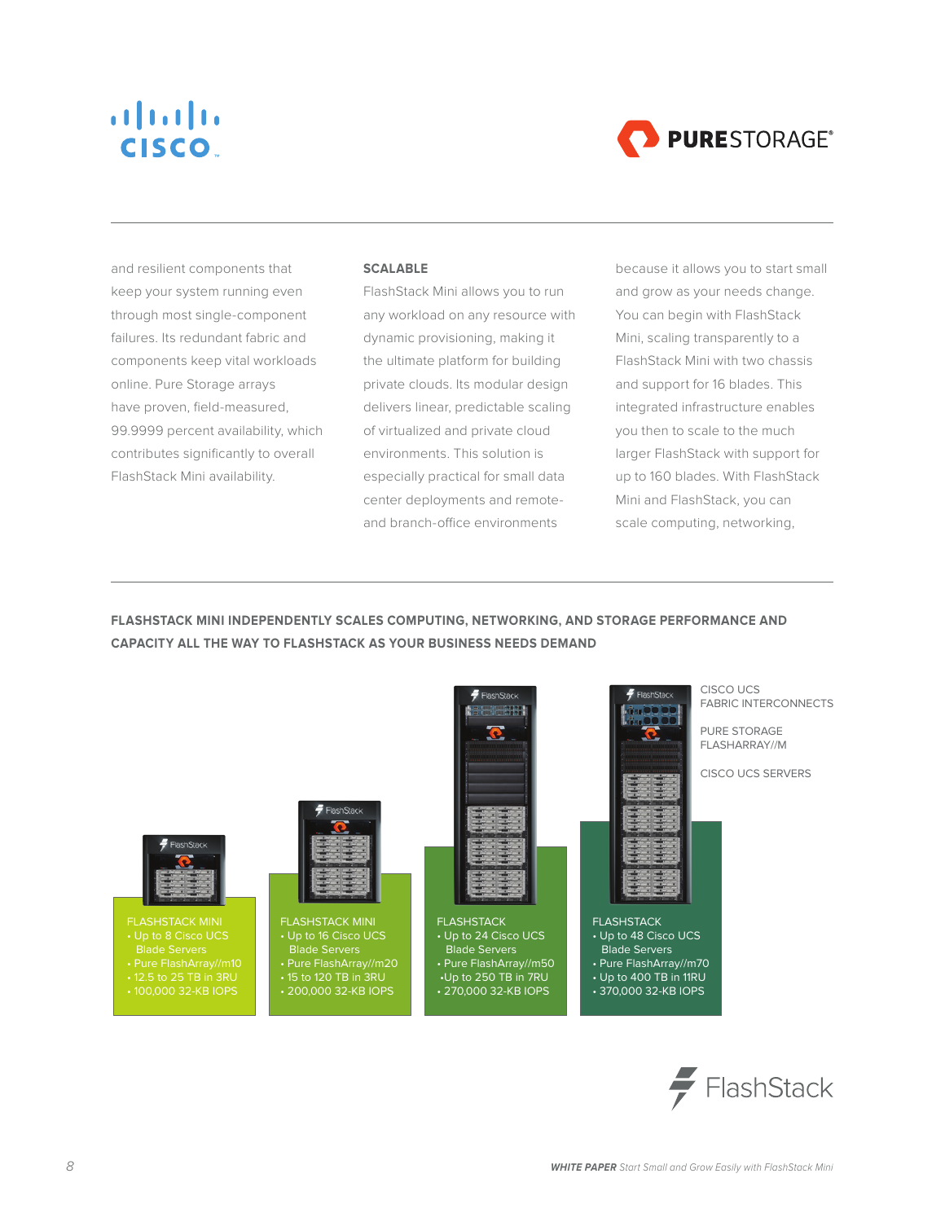and resilient components that keep your system running even through most single-component failures. Its redundant fabric and components keep vital workloads online. Pure Storage arrays have proven, field-measured, 99.9999 percent availability, which contributes significantly to overall FlashStack Mini availability.

**SCALABLE**

FlashStack Mini allows you to run any workload on any resource with dynamic provisioning, making it the ultimate platform for building private clouds. Its modular design delivers linear, predictable scaling of virtualized and private cloud environments. This solution is especially practical for small data center deployments and remote- and branch-office environments because it allows you to start small and grow as your needs change. You can begin with FlashStack Mini, scaling transparently to a FlashStack Mini with two chassis and support for 16 blades. This integrated infrastructure enables you then to scale to the much larger FlashStack with support for up to 160 blades. With FlashStack Mini and FlashStack, you can scale computing, networking,

**FLASHSTACK MINI INDEPENDENTLY SCALES COMPUTING, NETWORKING, AND STORAGE PERFORMANCE AND CAPACITY ALL THE WAY TO FLASHSTACK AS YOUR BUSINESS NEEDS DEMAND**

CISCO UCS FABRIC INTERCONNECTS

PURE STORAGE FLASHARRAY//M

CISCO UCS SERVERS

FLASHSTACK MINI
- Up to 8 Cisco UCS Blade Servers
- Pure FlashArray//m10
- 12.5 to 25 TB in 3RU
- 100,000 32-KB IOPS

FLASHSTACK MINI
- Up to 16 Cisco UCS Blade Servers
- Pure FlashArray//m20
- 15 to 120 TB in 3RU
- 200,000 32-KB IOPS

FLASHSTACK
- Up to 24 Cisco UCS Blade Servers
- Pure FlashArray//m50
- Up to 250 TB in 7RU
- 270,000 32-KB IOPS

FLASHSTACK
- Up to 48 Cisco UCS Blade Servers
- Pure FlashArray//m70
- Up to 400 TB in 11RU
- 370,000 32-KB IOPS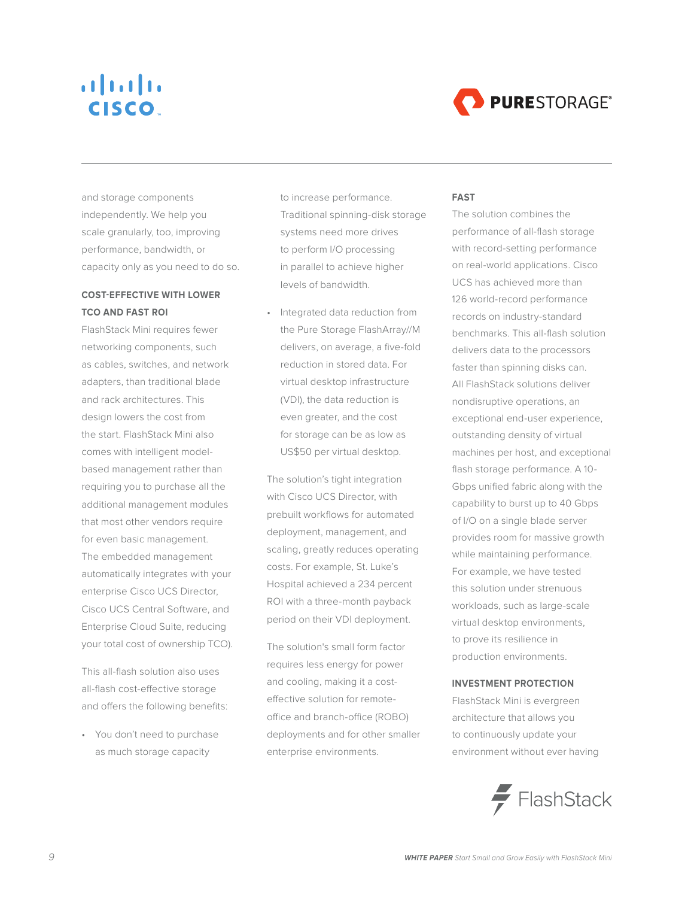and storage components independently. We help you scale granularly, too, improving performance, bandwidth, or capacity only as you need to do so.

### COST-EFFECTIVE WITH LOWER TCO AND FAST ROI

FlashStack Mini requires fewer networking components, such as cables, switches, and network adapters, than traditional blade and rack architectures. This design lowers the cost from the start. FlashStack Mini also comes with intelligent model-based management rather than requiring you to purchase all the additional management modules that most other vendors require for even basic management. The embedded management automatically integrates with your enterprise Cisco UCS Director, Cisco UCS Central Software, and Enterprise Cloud Suite, reducing your total cost of ownership TCO).

This all-flash solution also uses all-flash cost-effective storage and offers the following benefits:

- You don't need to purchase as much storage capacity to increase performance. Traditional spinning-disk storage systems need more drives to perform I/O processing in parallel to achieve higher levels of bandwidth.
- Integrated data reduction from the Pure Storage FlashArray//M delivers, on average, a five-fold reduction in stored data. For virtual desktop infrastructure (VDI), the data reduction is even greater, and the cost for storage can be as low as US$50 per virtual desktop.

The solution's tight integration with Cisco UCS Director, with prebuilt workflows for automated deployment, management, and scaling, greatly reduces operating costs. For example, St. Luke's Hospital achieved a 234 percent ROI with a three-month payback period on their VDI deployment.

The solution's small form factor requires less energy for power and cooling, making it a cost-effective solution for remote-office and branch-office (ROBO) deployments and for other smaller enterprise environments.

### FAST

The solution combines the performance of all-flash storage with record-setting performance on real-world applications. Cisco UCS has achieved more than 126 world-record performance records on industry-standard benchmarks. This all-flash solution delivers data to the processors faster than spinning disks can. All FlashStack solutions deliver nondisruptive operations, an exceptional end-user experience, outstanding density of virtual machines per host, and exceptional flash storage performance. A 10-Gbps unified fabric along with the capability to burst up to 40 Gbps of I/O on a single blade server provides room for massive growth while maintaining performance. For example, we have tested this solution under strenuous workloads, such as large-scale virtual desktop environments, to prove its resilience in production environments.

### INVESTMENT PROTECTION

FlashStack Mini is evergreen architecture that allows you to continuously update your environment without ever having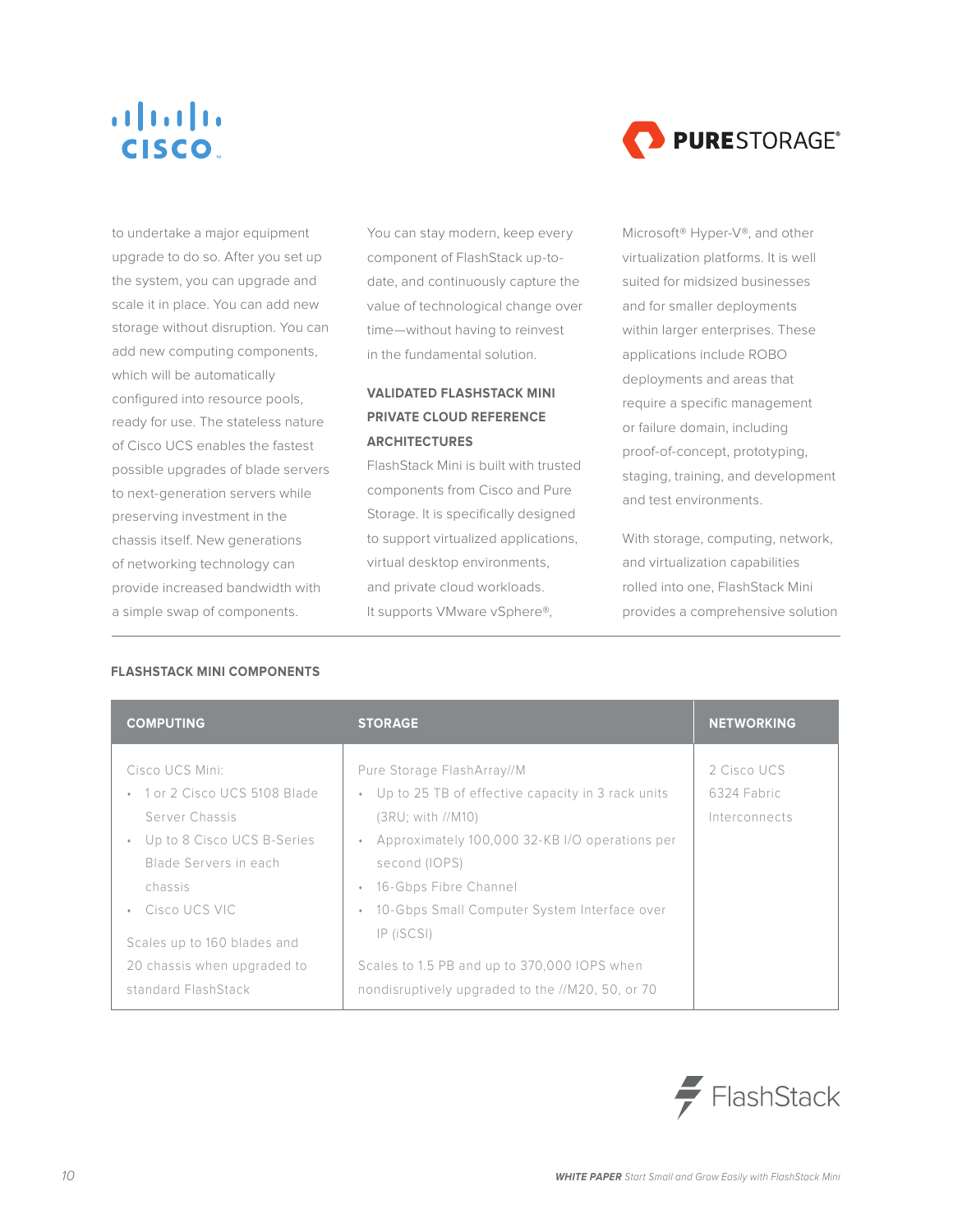to undertake a major equipment upgrade to do so. After you set up the system, you can upgrade and scale it in place. You can add new storage without disruption. You can add new computing components, which will be automatically configured into resource pools, ready for use. The stateless nature of Cisco UCS enables the fastest possible upgrades of blade servers to next-generation servers while preserving investment in the chassis itself. New generations of networking technology can provide increased bandwidth with a simple swap of components.

You can stay modern, keep every component of FlashStack up-to-date, and continuously capture the value of technological change over time—without having to reinvest in the fundamental solution.

### VALIDATED FLASHSTACK MINI PRIVATE CLOUD REFERENCE ARCHITECTURES

FlashStack Mini is built with trusted components from Cisco and Pure Storage. It is specifically designed to support virtualized applications, virtual desktop environments, and private cloud workloads. It supports VMware vSphere®, Microsoft® Hyper-V®, and other virtualization platforms. It is well suited for midsized businesses and for smaller deployments within larger enterprises. These applications include ROBO deployments and areas that require a specific management or failure domain, including proof-of-concept, prototyping, staging, training, and development and test environments.

With storage, computing, network, and virtualization capabilities rolled into one, FlashStack Mini provides a comprehensive solution

### FLASHSTACK MINI COMPONENTS

| COMPUTING | STORAGE | NETWORKING |
| --- | --- | --- |
| Cisco UCS Mini:<br>• 1 or 2 Cisco UCS 5108 Blade Server Chassis<br>• Up to 8 Cisco UCS B-Series Blade Servers in each chassis<br>• Cisco UCS VIC<br><br>Scales up to 160 blades and 20 chassis when upgraded to standard FlashStack | Pure Storage FlashArray//M<br>• Up to 25 TB of effective capacity in 3 rack units (3RU; with //M10)<br>• Approximately 100,000 32-KB I/O operations per second (IOPS)<br>• 16-Gbps Fibre Channel<br>• 10-Gbps Small Computer System Interface over IP (iSCSI)<br><br>Scales to 1.5 PB and up to 370,000 IOPS when nondisruptively upgraded to the //M20, 50, or 70 | 2 Cisco UCS 6324 Fabric Interconnects |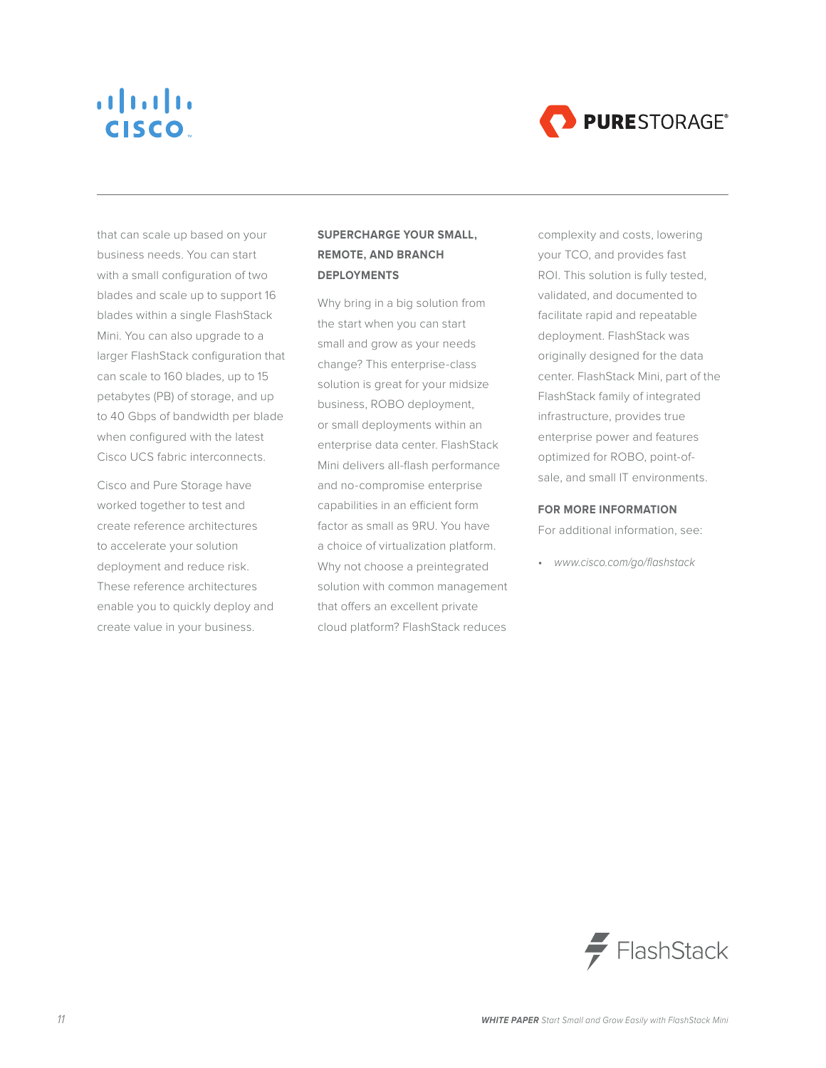that can scale up based on your business needs. You can start with a small configuration of two blades and scale up to support 16 blades within a single FlashStack Mini. You can also upgrade to a larger FlashStack configuration that can scale to 160 blades, up to 15 petabytes (PB) of storage, and up to 40 Gbps of bandwidth per blade when configured with the latest Cisco UCS fabric interconnects.

Cisco and Pure Storage have worked together to test and create reference architectures to accelerate your solution deployment and reduce risk. These reference architectures enable you to quickly deploy and create value in your business.

## SUPERCHARGE YOUR SMALL, REMOTE, AND BRANCH DEPLOYMENTS

Why bring in a big solution from the start when you can start small and grow as your needs change? This enterprise-class solution is great for your midsize business, ROBO deployment, or small deployments within an enterprise data center. FlashStack Mini delivers all-flash performance and no-compromise enterprise capabilities in an efficient form factor as small as 9RU. You have a choice of virtualization platform. Why not choose a preintegrated solution with common management that offers an excellent private cloud platform? FlashStack reduces complexity and costs, lowering your TCO, and provides fast ROI. This solution is fully tested, validated, and documented to facilitate rapid and repeatable deployment. FlashStack was originally designed for the data center. FlashStack Mini, part of the FlashStack family of integrated infrastructure, provides true enterprise power and features optimized for ROBO, point-of-sale, and small IT environments.

## FOR MORE INFORMATION

For additional information, see:

- *www.cisco.com/go/flashstack*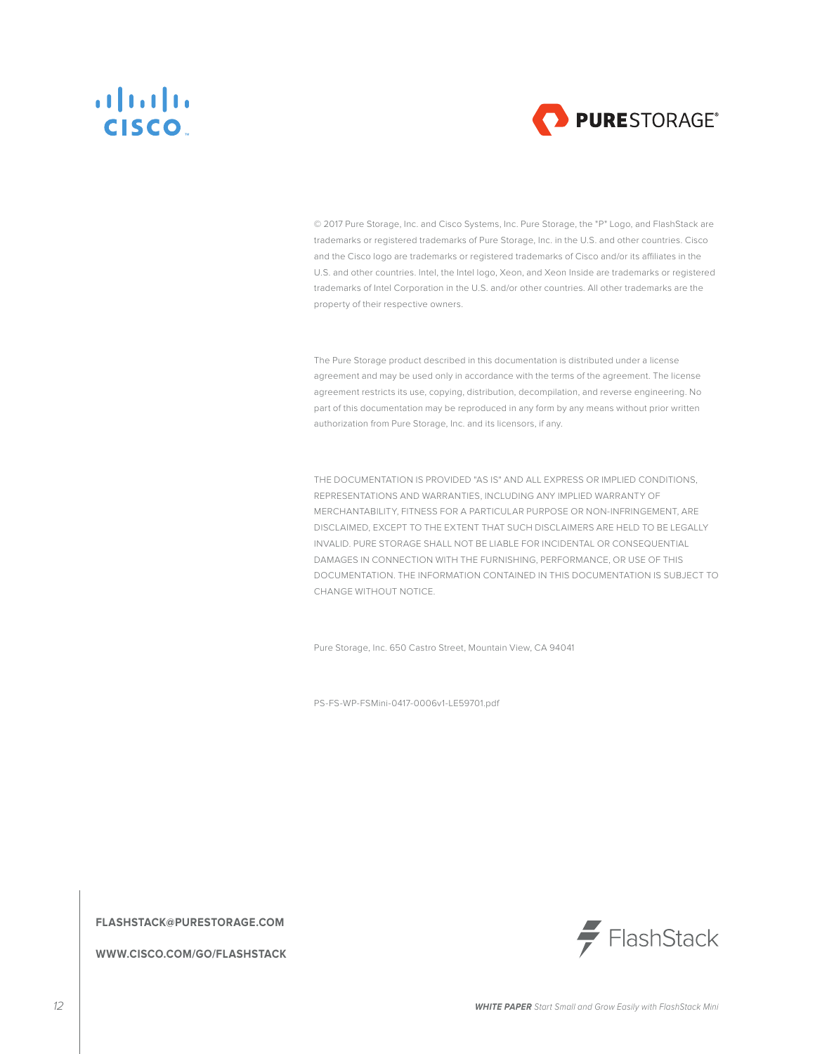© 2017 Pure Storage, Inc. and Cisco Systems, Inc. Pure Storage, the "P" Logo, and FlashStack are trademarks or registered trademarks of Pure Storage, Inc. in the U.S. and other countries. Cisco and the Cisco logo are trademarks or registered trademarks of Cisco and/or its affiliates in the U.S. and other countries. Intel, the Intel logo, Xeon, and Xeon Inside are trademarks or registered trademarks of Intel Corporation in the U.S. and/or other countries. All other trademarks are the property of their respective owners.

The Pure Storage product described in this documentation is distributed under a license agreement and may be used only in accordance with the terms of the agreement. The license agreement restricts its use, copying, distribution, decompilation, and reverse engineering. No part of this documentation may be reproduced in any form by any means without prior written authorization from Pure Storage, Inc. and its licensors, if any.

THE DOCUMENTATION IS PROVIDED "AS IS" AND ALL EXPRESS OR IMPLIED CONDITIONS, REPRESENTATIONS AND WARRANTIES, INCLUDING ANY IMPLIED WARRANTY OF MERCHANTABILITY, FITNESS FOR A PARTICULAR PURPOSE OR NON-INFRINGEMENT, ARE DISCLAIMED, EXCEPT TO THE EXTENT THAT SUCH DISCLAIMERS ARE HELD TO BE LEGALLY INVALID. PURE STORAGE SHALL NOT BE LIABLE FOR INCIDENTAL OR CONSEQUENTIAL DAMAGES IN CONNECTION WITH THE FURNISHING, PERFORMANCE, OR USE OF THIS DOCUMENTATION. THE INFORMATION CONTAINED IN THIS DOCUMENTATION IS SUBJECT TO CHANGE WITHOUT NOTICE.

Pure Storage, Inc. 650 Castro Street, Mountain View, CA 94041

PS-FS-WP-FSMini-0417-0006v1-LE59701.pdf

**FLASHSTACK@PURESTORAGE.COM**

**WWW.CISCO.COM/GO/FLASHSTACK**